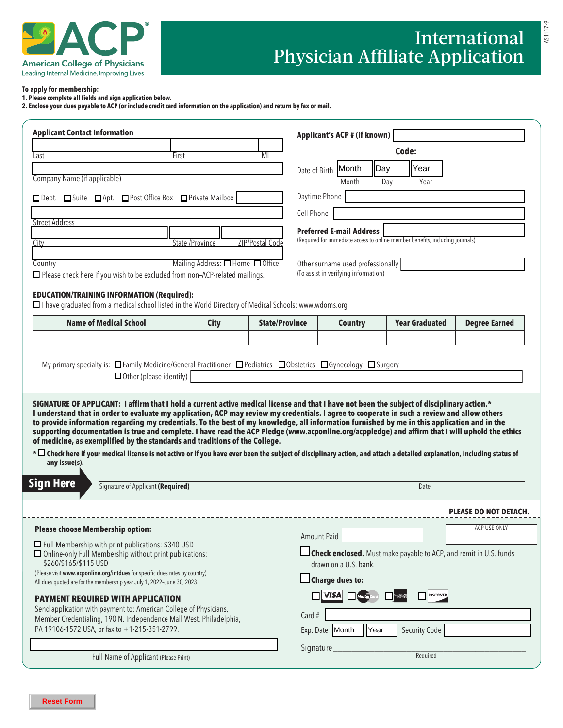# International Physician Affiliate Application

ACP® American College of Physicians
Leading Internal Medicine, Improving Lives

**To apply for membership:**
**1. Please complete all fields and sign application below.**
**2. Enclose your dues payable to ACP (or include credit card information on the application) and return by fax or mail.**

## Applicant Contact Information

Last | First | MI

Company Name (if applicable)

☐ Dept. ☐ Suite ☐ Apt. ☐ Post Office Box ☐ Private Mailbox

Street Address

City | State /Province | ZIP/Postal Code

Country | Mailing Address: ☐ Home ☐ Office

☐ Please check here if you wish to be excluded from non–ACP-related mailings.

**Applicant's ACP # (if known)**

**Code:**

Date of Birth: Month | Day | Year

Daytime Phone

Cell Phone

**Preferred E-mail Address**
(Required for immediate access to online member benefits, including journals)

Other surname used professionally
(To assist in verifying information)

## EDUCATION/TRAINING INFORMATION (Required):

☐ I have graduated from a medical school listed in the World Directory of Medical Schools: www.wdoms.org

| Name of Medical School | City | State/Province | Country | Year Graduated | Degree Earned |
| --- | --- | --- | --- | --- | --- |
| | | | | | |

My primary specialty is: ☐ Family Medicine/General Practitioner ☐ Pediatrics ☐ Obstetrics ☐ Gynecology ☐ Surgery
☐ Other (please identify)

**SIGNATURE OF APPLICANT: I affirm that I hold a current active medical license and that I have not been the subject of disciplinary action.* I understand that in order to evaluate my application, ACP may review my credentials. I agree to cooperate in such a review and allow others to provide information regarding my credentials. To the best of my knowledge, all information furnished by me in this application and in the supporting documentation is true and complete. I have read the ACP Pledge (www.acponline.org/acppledge) and affirm that I will uphold the ethics of medicine, as exemplified by the standards and traditions of the College.**

* ☐ **Check here if your medical license is not active or if you have ever been the subject of disciplinary action, and attach a detailed explanation, including status of any issue(s).**

**Sign Here** Signature of Applicant **(Required)** Date

**PLEASE DO NOT DETACH.**

---

### Please choose Membership option:

☐ Full Membership with print publications: $340 USD
☐ Online-only Full Membership without print publications: $260/$165/$115 USD
(Please visit **www.acponline.org/intdues** for specific dues rates by country)
All dues quoted are for the membership year July 1, 2022–June 30, 2023.

### PAYMENT REQUIRED WITH APPLICATION

Send application with payment to: American College of Physicians, Member Credentialing, 190 N. Independence Mall West, Philadelphia, PA 19106-1572 USA, or fax to +1-215-351-2799.

Full Name of Applicant (Please Print)

Amount Paid

ACP USE ONLY

☐ **Check enclosed.** Must make payable to ACP, and remit in U.S. funds drawn on a U.S. bank.

☐ **Charge dues to:**

☐ VISA ☐ MasterCard ☐ American Express ☐ Discover

Card #

Exp. Date: Month | Year    Security Code

Signature
Required

Reset Form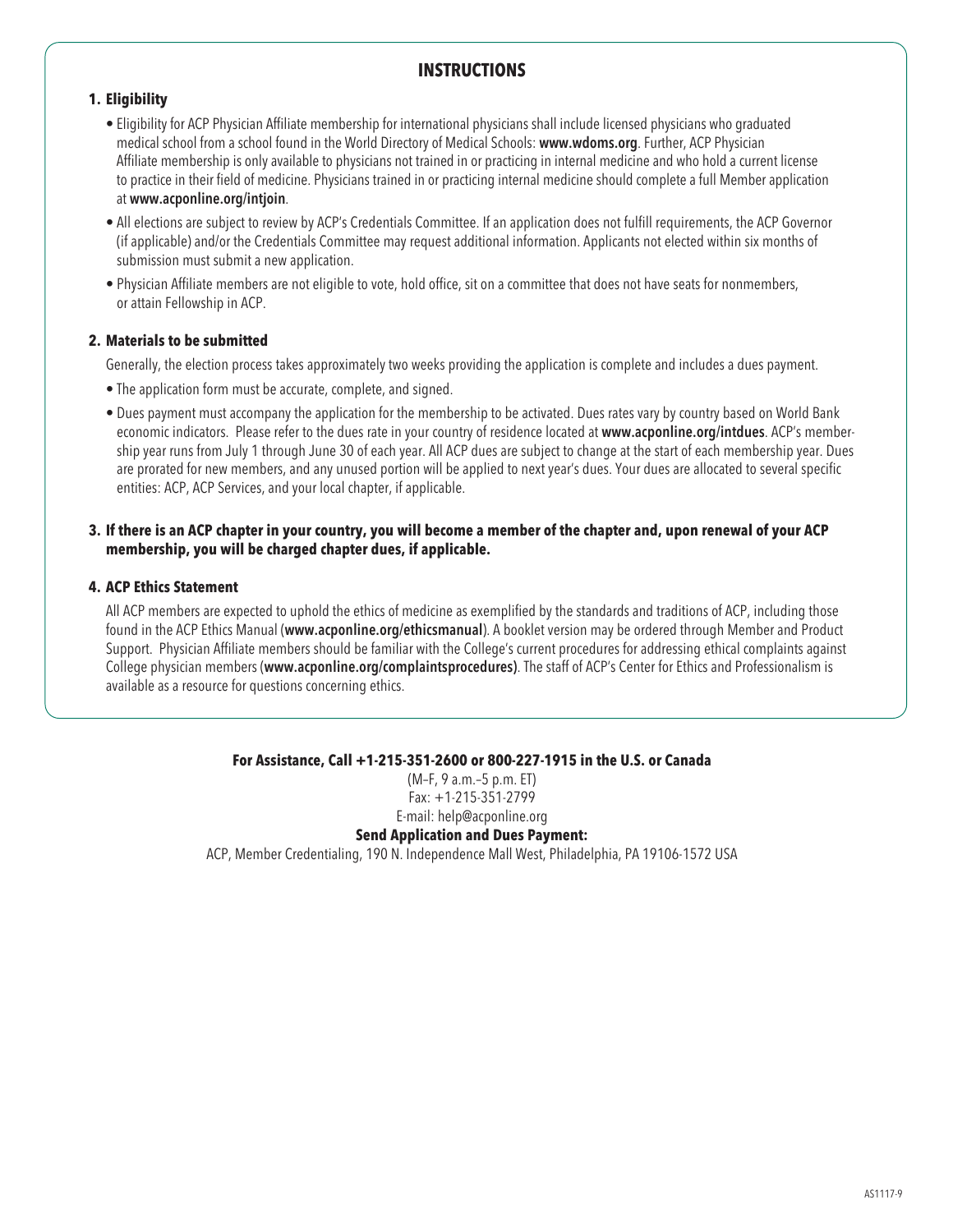## INSTRUCTIONS

### 1. Eligibility

- Eligibility for ACP Physician Affiliate membership for international physicians shall include licensed physicians who graduated medical school from a school found in the World Directory of Medical Schools: **www.wdoms.org**. Further, ACP Physician Affiliate membership is only available to physicians not trained in or practicing in internal medicine and who hold a current license to practice in their field of medicine. Physicians trained in or practicing internal medicine should complete a full Member application at **www.acponline.org/intjoin**.
- All elections are subject to review by ACP's Credentials Committee. If an application does not fulfill requirements, the ACP Governor (if applicable) and/or the Credentials Committee may request additional information. Applicants not elected within six months of submission must submit a new application.
- Physician Affiliate members are not eligible to vote, hold office, sit on a committee that does not have seats for nonmembers, or attain Fellowship in ACP.

### 2. Materials to be submitted

Generally, the election process takes approximately two weeks providing the application is complete and includes a dues payment.

- The application form must be accurate, complete, and signed.
- Dues payment must accompany the application for the membership to be activated. Dues rates vary by country based on World Bank economic indicators. Please refer to the dues rate in your country of residence located at **www.acponline.org/intdues**. ACP's membership year runs from July 1 through June 30 of each year. All ACP dues are subject to change at the start of each membership year. Dues are prorated for new members, and any unused portion will be applied to next year's dues. Your dues are allocated to several specific entities: ACP, ACP Services, and your local chapter, if applicable.

### 3. If there is an ACP chapter in your country, you will become a member of the chapter and, upon renewal of your ACP membership, you will be charged chapter dues, if applicable.

### 4. ACP Ethics Statement

All ACP members are expected to uphold the ethics of medicine as exemplified by the standards and traditions of ACP, including those found in the ACP Ethics Manual (**www.acponline.org/ethicsmanual**). A booklet version may be ordered through Member and Product Support. Physician Affiliate members should be familiar with the College's current procedures for addressing ethical complaints against College physician members (**www.acponline.org/complaintsprocedures)**. The staff of ACP's Center for Ethics and Professionalism is available as a resource for questions concerning ethics.

**For Assistance, Call +1-215-351-2600 or 800-227-1915 in the U.S. or Canada**

(M–F, 9 a.m.–5 p.m. ET)
Fax: +1-215-351-2799
E-mail: help@acponline.org

**Send Application and Dues Payment:**

ACP, Member Credentialing, 190 N. Independence Mall West, Philadelphia, PA 19106-1572 USA

AS1117-9